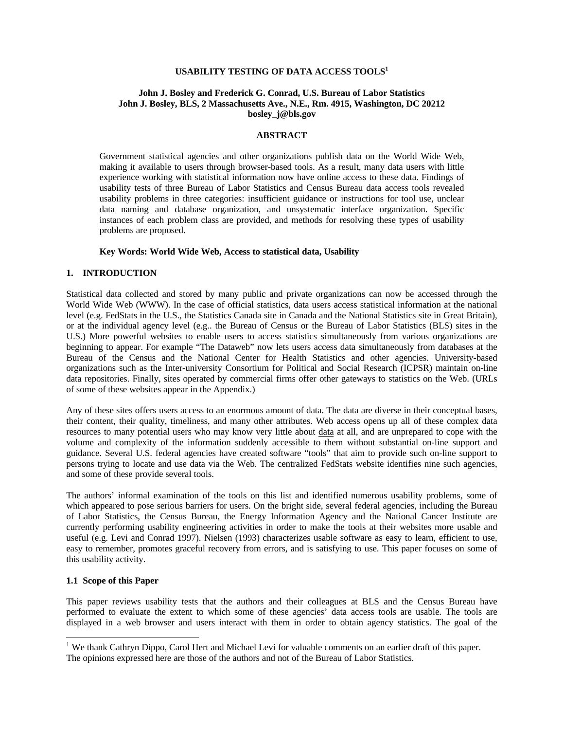# USABILITY TESTING OF DATA ACCESS TOOLS[1]

**John J. Bosley and Frederick G. Conrad, U.S. Bureau of Labor Statistics**
**John J. Bosley, BLS, 2 Massachusetts Ave., N.E., Rm. 4915, Washington, DC 20212**
**bosley_j@bls.gov**

## ABSTRACT

Government statistical agencies and other organizations publish data on the World Wide Web, making it available to users through browser-based tools. As a result, many data users with little experience working with statistical information now have online access to these data. Findings of usability tests of three Bureau of Labor Statistics and Census Bureau data access tools revealed usability problems in three categories: insufficient guidance or instructions for tool use, unclear data naming and database organization, and unsystematic interface organization. Specific instances of each problem class are provided, and methods for resolving these types of usability problems are proposed.

**Key Words: World Wide Web, Access to statistical data, Usability**

## 1. INTRODUCTION

Statistical data collected and stored by many public and private organizations can now be accessed through the World Wide Web (WWW). In the case of official statistics, data users access statistical information at the national level (e.g. FedStats in the U.S., the Statistics Canada site in Canada and the National Statistics site in Great Britain), or at the individual agency level (e.g.. the Bureau of Census or the Bureau of Labor Statistics (BLS) sites in the U.S.) More powerful websites to enable users to access statistics simultaneously from various organizations are beginning to appear. For example "The Dataweb" now lets users access data simultaneously from databases at the Bureau of the Census and the National Center for Health Statistics and other agencies. University-based organizations such as the Inter-university Consortium for Political and Social Research (ICPSR) maintain on-line data repositories. Finally, sites operated by commercial firms offer other gateways to statistics on the Web. (URLs of some of these websites appear in the Appendix.)

Any of these sites offers users access to an enormous amount of data. The data are diverse in their conceptual bases, their content, their quality, timeliness, and many other attributes. Web access opens up all of these complex data resources to many potential users who may know very little about data at all, and are unprepared to cope with the volume and complexity of the information suddenly accessible to them without substantial on-line support and guidance. Several U.S. federal agencies have created software "tools" that aim to provide such on-line support to persons trying to locate and use data via the Web. The centralized FedStats website identifies nine such agencies, and some of these provide several tools.

The authors' informal examination of the tools on this list and identified numerous usability problems, some of which appeared to pose serious barriers for users. On the bright side, several federal agencies, including the Bureau of Labor Statistics, the Census Bureau, the Energy Information Agency and the National Cancer Institute are currently performing usability engineering activities in order to make the tools at their websites more usable and useful (e.g. Levi and Conrad 1997). Nielsen (1993) characterizes usable software as easy to learn, efficient to use, easy to remember, promotes graceful recovery from errors, and is satisfying to use. This paper focuses on some of this usability activity.

### 1.1 Scope of this Paper

This paper reviews usability tests that the authors and their colleagues at BLS and the Census Bureau have performed to evaluate the extent to which some of these agencies' data access tools are usable. The tools are displayed in a web browser and users interact with them in order to obtain agency statistics. The goal of the

[1] We thank Cathryn Dippo, Carol Hert and Michael Levi for valuable comments on an earlier draft of this paper. The opinions expressed here are those of the authors and not of the Bureau of Labor Statistics.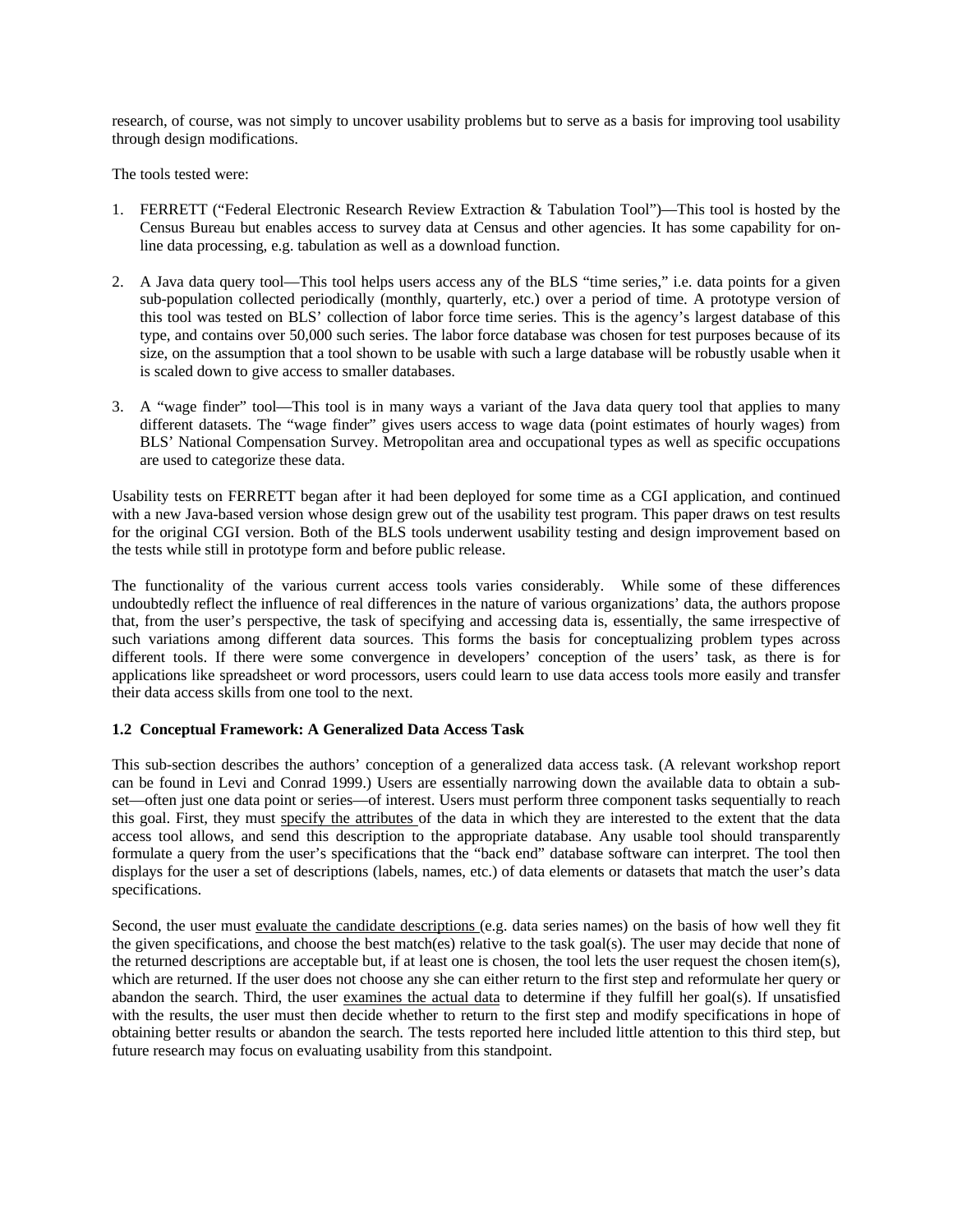research, of course, was not simply to uncover usability problems but to serve as a basis for improving tool usability through design modifications.

The tools tested were:

1. FERRETT ("Federal Electronic Research Review Extraction & Tabulation Tool")—This tool is hosted by the Census Bureau but enables access to survey data at Census and other agencies. It has some capability for on-line data processing, e.g. tabulation as well as a download function.

2. A Java data query tool—This tool helps users access any of the BLS "time series," i.e. data points for a given sub-population collected periodically (monthly, quarterly, etc.) over a period of time. A prototype version of this tool was tested on BLS' collection of labor force time series. This is the agency's largest database of this type, and contains over 50,000 such series. The labor force database was chosen for test purposes because of its size, on the assumption that a tool shown to be usable with such a large database will be robustly usable when it is scaled down to give access to smaller databases.

3. A "wage finder" tool—This tool is in many ways a variant of the Java data query tool that applies to many different datasets. The "wage finder" gives users access to wage data (point estimates of hourly wages) from BLS' National Compensation Survey. Metropolitan area and occupational types as well as specific occupations are used to categorize these data.

Usability tests on FERRETT began after it had been deployed for some time as a CGI application, and continued with a new Java-based version whose design grew out of the usability test program. This paper draws on test results for the original CGI version. Both of the BLS tools underwent usability testing and design improvement based on the tests while still in prototype form and before public release.

The functionality of the various current access tools varies considerably. While some of these differences undoubtedly reflect the influence of real differences in the nature of various organizations' data, the authors propose that, from the user's perspective, the task of specifying and accessing data is, essentially, the same irrespective of such variations among different data sources. This forms the basis for conceptualizing problem types across different tools. If there were some convergence in developers' conception of the users' task, as there is for applications like spreadsheet or word processors, users could learn to use data access tools more easily and transfer their data access skills from one tool to the next.

### 1.2 Conceptual Framework: A Generalized Data Access Task

This sub-section describes the authors' conception of a generalized data access task. (A relevant workshop report can be found in Levi and Conrad 1999.) Users are essentially narrowing down the available data to obtain a sub-set—often just one data point or series—of interest. Users must perform three component tasks sequentially to reach this goal. First, they must <u>specify the attributes</u> of the data in which they are interested to the extent that the data access tool allows, and send this description to the appropriate database. Any usable tool should transparently formulate a query from the user's specifications that the "back end" database software can interpret. The tool then displays for the user a set of descriptions (labels, names, etc.) of data elements or datasets that match the user's data specifications.

Second, the user must <u>evaluate the candidate descriptions</u> (e.g. data series names) on the basis of how well they fit the given specifications, and choose the best match(es) relative to the task goal(s). The user may decide that none of the returned descriptions are acceptable but, if at least one is chosen, the tool lets the user request the chosen item(s), which are returned. If the user does not choose any she can either return to the first step and reformulate her query or abandon the search. Third, the user <u>examines the actual data</u> to determine if they fulfill her goal(s). If unsatisfied with the results, the user must then decide whether to return to the first step and modify specifications in hope of obtaining better results or abandon the search. The tests reported here included little attention to this third step, but future research may focus on evaluating usability from this standpoint.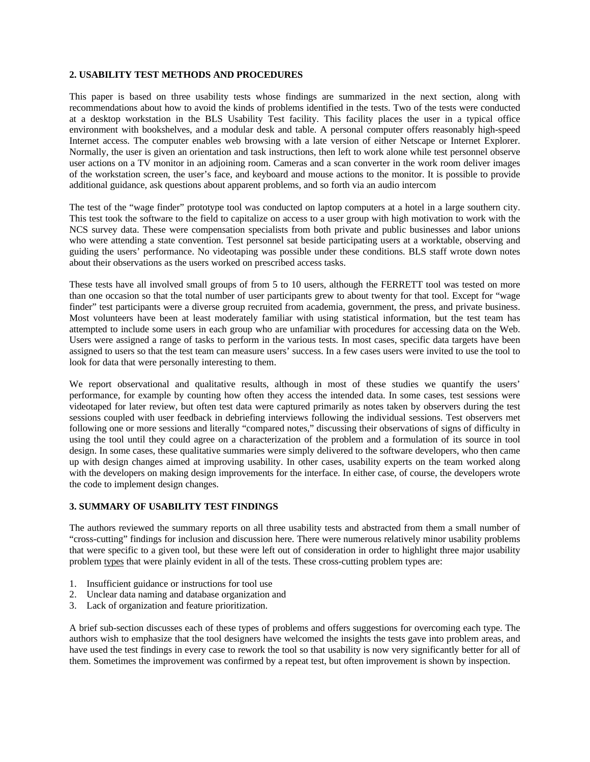## 2. USABILITY TEST METHODS AND PROCEDURES

This paper is based on three usability tests whose findings are summarized in the next section, along with recommendations about how to avoid the kinds of problems identified in the tests. Two of the tests were conducted at a desktop workstation in the BLS Usability Test facility. This facility places the user in a typical office environment with bookshelves, and a modular desk and table. A personal computer offers reasonably high-speed Internet access. The computer enables web browsing with a late version of either Netscape or Internet Explorer. Normally, the user is given an orientation and task instructions, then left to work alone while test personnel observe user actions on a TV monitor in an adjoining room. Cameras and a scan converter in the work room deliver images of the workstation screen, the user's face, and keyboard and mouse actions to the monitor. It is possible to provide additional guidance, ask questions about apparent problems, and so forth via an audio intercom

The test of the "wage finder" prototype tool was conducted on laptop computers at a hotel in a large southern city. This test took the software to the field to capitalize on access to a user group with high motivation to work with the NCS survey data. These were compensation specialists from both private and public businesses and labor unions who were attending a state convention. Test personnel sat beside participating users at a worktable, observing and guiding the users' performance. No videotaping was possible under these conditions. BLS staff wrote down notes about their observations as the users worked on prescribed access tasks.

These tests have all involved small groups of from 5 to 10 users, although the FERRETT tool was tested on more than one occasion so that the total number of user participants grew to about twenty for that tool. Except for "wage finder" test participants were a diverse group recruited from academia, government, the press, and private business. Most volunteers have been at least moderately familiar with using statistical information, but the test team has attempted to include some users in each group who are unfamiliar with procedures for accessing data on the Web. Users were assigned a range of tasks to perform in the various tests. In most cases, specific data targets have been assigned to users so that the test team can measure users' success. In a few cases users were invited to use the tool to look for data that were personally interesting to them.

We report observational and qualitative results, although in most of these studies we quantify the users' performance, for example by counting how often they access the intended data. In some cases, test sessions were videotaped for later review, but often test data were captured primarily as notes taken by observers during the test sessions coupled with user feedback in debriefing interviews following the individual sessions. Test observers met following one or more sessions and literally "compared notes," discussing their observations of signs of difficulty in using the tool until they could agree on a characterization of the problem and a formulation of its source in tool design. In some cases, these qualitative summaries were simply delivered to the software developers, who then came up with design changes aimed at improving usability. In other cases, usability experts on the team worked along with the developers on making design improvements for the interface. In either case, of course, the developers wrote the code to implement design changes.

## 3. SUMMARY OF USABILITY TEST FINDINGS

The authors reviewed the summary reports on all three usability tests and abstracted from them a small number of "cross-cutting" findings for inclusion and discussion here. There were numerous relatively minor usability problems that were specific to a given tool, but these were left out of consideration in order to highlight three major usability problem types that were plainly evident in all of the tests. These cross-cutting problem types are:

1. Insufficient guidance or instructions for tool use
2. Unclear data naming and database organization and
3. Lack of organization and feature prioritization.

A brief sub-section discusses each of these types of problems and offers suggestions for overcoming each type. The authors wish to emphasize that the tool designers have welcomed the insights the tests gave into problem areas, and have used the test findings in every case to rework the tool so that usability is now very significantly better for all of them. Sometimes the improvement was confirmed by a repeat test, but often improvement is shown by inspection.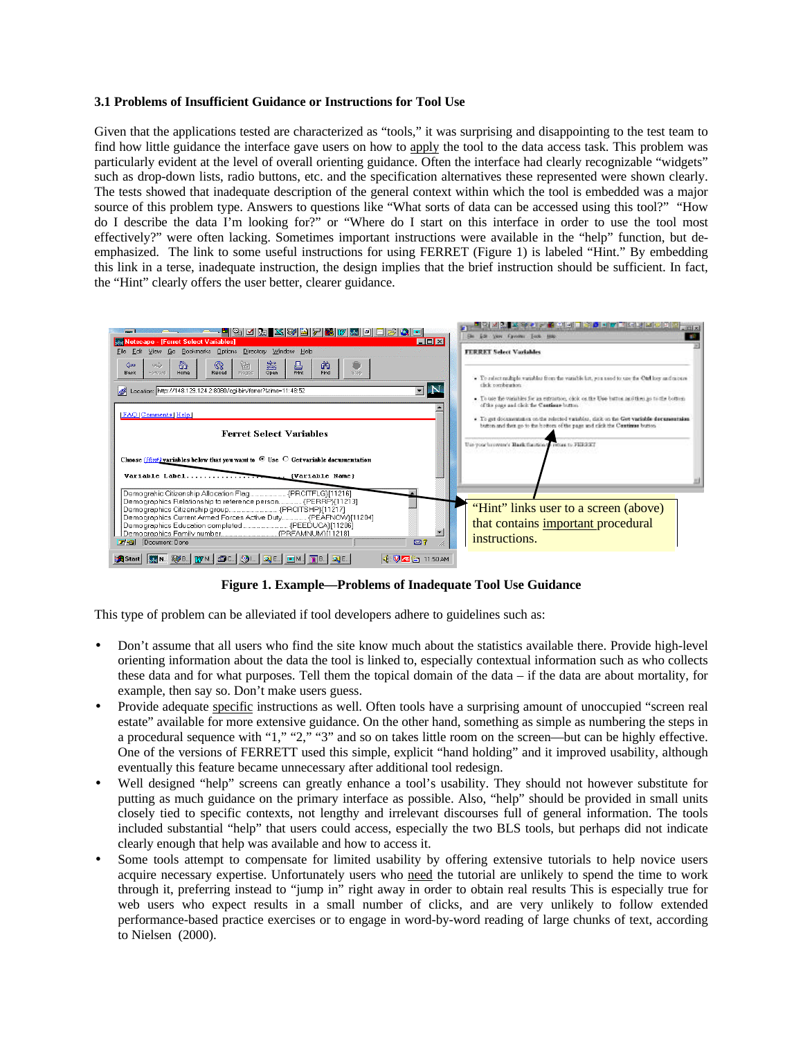### 3.1 Problems of Insufficient Guidance or Instructions for Tool Use

Given that the applications tested are characterized as "tools," it was surprising and disappointing to the test team to find how little guidance the interface gave users on how to apply the tool to the data access task. This problem was particularly evident at the level of overall orienting guidance. Often the interface had clearly recognizable "widgets" such as drop-down lists, radio buttons, etc. and the specification alternatives these represented were shown clearly. The tests showed that inadequate description of the general context within which the tool is embedded was a major source of this problem type. Answers to questions like "What sorts of data can be accessed using this tool?" "How do I describe the data I'm looking for?" or "Where do I start on this interface in order to use the tool most effectively?" were often lacking. Sometimes important instructions were available in the "help" function, but de-emphasized. The link to some useful instructions for using FERRET (Figure 1) is labeled "Hint." By embedding this link in a terse, inadequate instruction, the design implies that the brief instruction should be sufficient. In fact, the "Hint" clearly offers the user better, clearer guidance.

"Hint" links user to a screen (above) that contains important procedural instructions.

**Figure 1. Example—Problems of Inadequate Tool Use Guidance**

This type of problem can be alleviated if tool developers adhere to guidelines such as:

- Don't assume that all users who find the site know much about the statistics available there. Provide high-level orienting information about the data the tool is linked to, especially contextual information such as who collects these data and for what purposes. Tell them the topical domain of the data – if the data are about mortality, for example, then say so. Don't make users guess.
- Provide adequate specific instructions as well. Often tools have a surprising amount of unoccupied "screen real estate" available for more extensive guidance. On the other hand, something as simple as numbering the steps in a procedural sequence with "1," "2," "3" and so on takes little room on the screen—but can be highly effective. One of the versions of FERRETT used this simple, explicit "hand holding" and it improved usability, although eventually this feature became unnecessary after additional tool redesign.
- Well designed "help" screens can greatly enhance a tool's usability. They should not however substitute for putting as much guidance on the primary interface as possible. Also, "help" should be provided in small units closely tied to specific contexts, not lengthy and irrelevant discourses full of general information. The tools included substantial "help" that users could access, especially the two BLS tools, but perhaps did not indicate clearly enough that help was available and how to access it.
- Some tools attempt to compensate for limited usability by offering extensive tutorials to help novice users acquire necessary expertise. Unfortunately users who need the tutorial are unlikely to spend the time to work through it, preferring instead to "jump in" right away in order to obtain real results This is especially true for web users who expect results in a small number of clicks, and are very unlikely to follow extended performance-based practice exercises or to engage in word-by-word reading of large chunks of text, according to Nielsen (2000).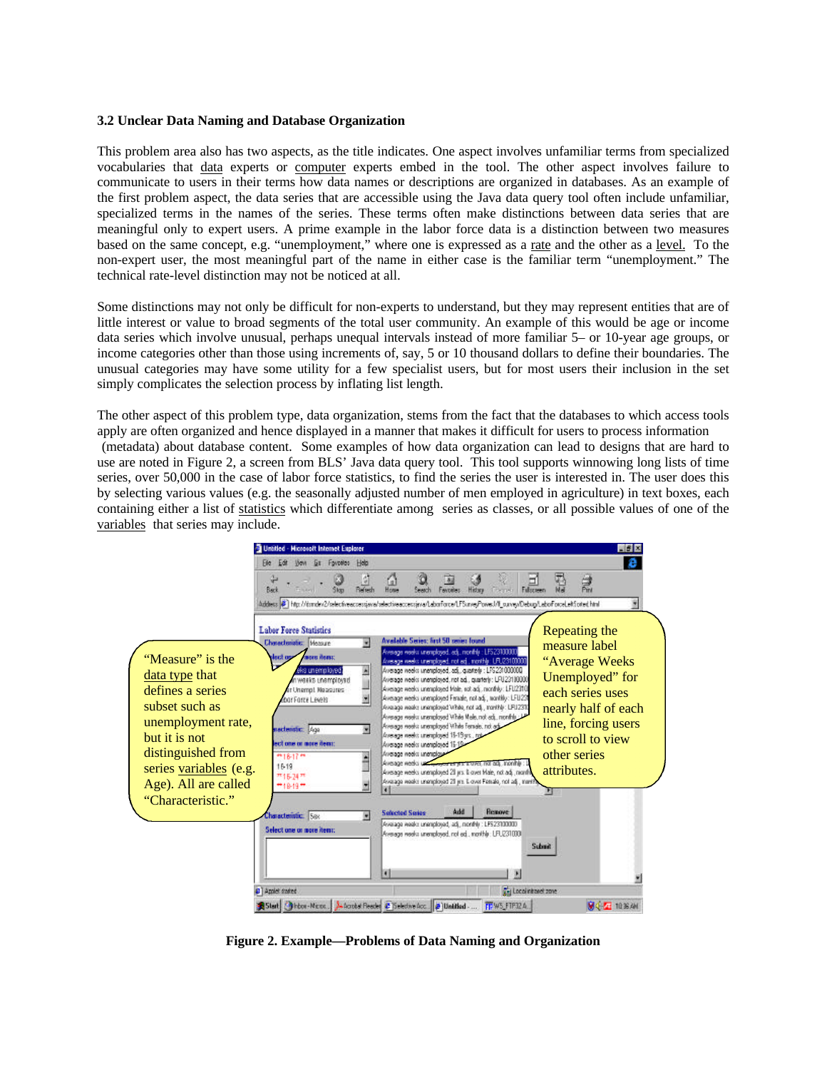### 3.2 Unclear Data Naming and Database Organization

This problem area also has two aspects, as the title indicates. One aspect involves unfamiliar terms from specialized vocabularies that data experts or computer experts embed in the tool. The other aspect involves failure to communicate to users in their terms how data names or descriptions are organized in databases. As an example of the first problem aspect, the data series that are accessible using the Java data query tool often include unfamiliar, specialized terms in the names of the series. These terms often make distinctions between data series that are meaningful only to expert users. A prime example in the labor force data is a distinction between two measures based on the same concept, e.g. "unemployment," where one is expressed as a rate and the other as a level. To the non-expert user, the most meaningful part of the name in either case is the familiar term "unemployment." The technical rate-level distinction may not be noticed at all.

Some distinctions may not only be difficult for non-experts to understand, but they may represent entities that are of little interest or value to broad segments of the total user community. An example of this would be age or income data series which involve unusual, perhaps unequal intervals instead of more familiar 5– or 10-year age groups, or income categories other than those using increments of, say, 5 or 10 thousand dollars to define their boundaries. The unusual categories may have some utility for a few specialist users, but for most users their inclusion in the set simply complicates the selection process by inflating list length.

The other aspect of this problem type, data organization, stems from the fact that the databases to which access tools apply are often organized and hence displayed in a manner that makes it difficult for users to process information (metadata) about database content. Some examples of how data organization can lead to designs that are hard to use are noted in Figure 2, a screen from BLS' Java data query tool. This tool supports winnowing long lists of time series, over 50,000 in the case of labor force statistics, to find the series the user is interested in. The user does this by selecting various values (e.g. the seasonally adjusted number of men employed in agriculture) in text boxes, each containing either a list of statistics which differentiate among series as classes, or all possible values of one of the variables that series may include.

"Measure" is the data type that defines a series subset such as unemployment rate, but it is not distinguished from series variables (e.g. Age). All are called "Characteristic."

Repeating the measure label "Average Weeks Unemployed" for each series uses nearly half of each line, forcing users to scroll to view other series attributes.

**Figure 2. Example—Problems of Data Naming and Organization**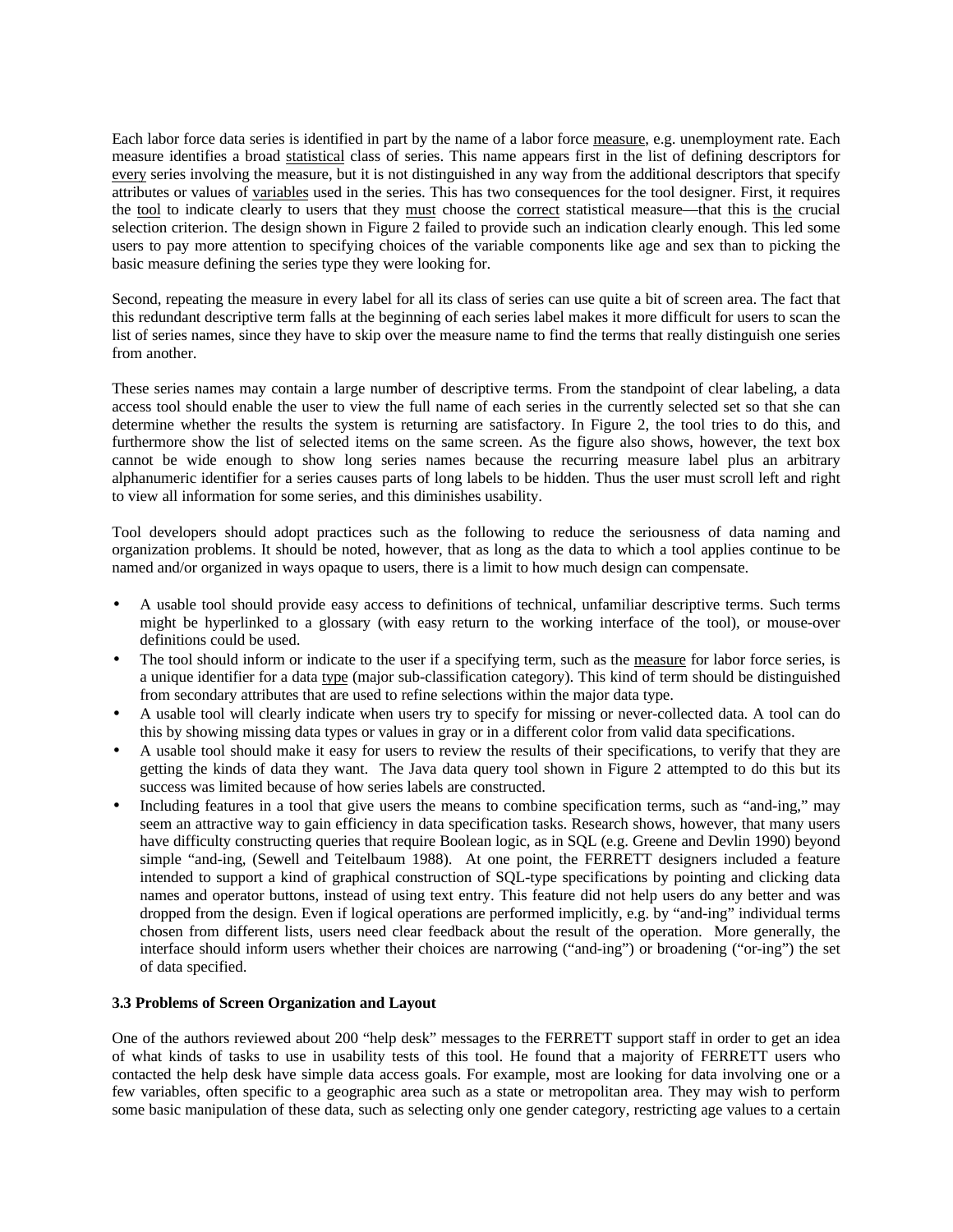Each labor force data series is identified in part by the name of a labor force measure, e.g. unemployment rate. Each measure identifies a broad statistical class of series. This name appears first in the list of defining descriptors for every series involving the measure, but it is not distinguished in any way from the additional descriptors that specify attributes or values of variables used in the series. This has two consequences for the tool designer. First, it requires the tool to indicate clearly to users that they must choose the correct statistical measure—that this is the crucial selection criterion. The design shown in Figure 2 failed to provide such an indication clearly enough. This led some users to pay more attention to specifying choices of the variable components like age and sex than to picking the basic measure defining the series type they were looking for.

Second, repeating the measure in every label for all its class of series can use quite a bit of screen area. The fact that this redundant descriptive term falls at the beginning of each series label makes it more difficult for users to scan the list of series names, since they have to skip over the measure name to find the terms that really distinguish one series from another.

These series names may contain a large number of descriptive terms. From the standpoint of clear labeling, a data access tool should enable the user to view the full name of each series in the currently selected set so that she can determine whether the results the system is returning are satisfactory. In Figure 2, the tool tries to do this, and furthermore show the list of selected items on the same screen. As the figure also shows, however, the text box cannot be wide enough to show long series names because the recurring measure label plus an arbitrary alphanumeric identifier for a series causes parts of long labels to be hidden. Thus the user must scroll left and right to view all information for some series, and this diminishes usability.

Tool developers should adopt practices such as the following to reduce the seriousness of data naming and organization problems. It should be noted, however, that as long as the data to which a tool applies continue to be named and/or organized in ways opaque to users, there is a limit to how much design can compensate.

- A usable tool should provide easy access to definitions of technical, unfamiliar descriptive terms. Such terms might be hyperlinked to a glossary (with easy return to the working interface of the tool), or mouse-over definitions could be used.
- The tool should inform or indicate to the user if a specifying term, such as the measure for labor force series, is a unique identifier for a data type (major sub-classification category). This kind of term should be distinguished from secondary attributes that are used to refine selections within the major data type.
- A usable tool will clearly indicate when users try to specify for missing or never-collected data. A tool can do this by showing missing data types or values in gray or in a different color from valid data specifications.
- A usable tool should make it easy for users to review the results of their specifications, to verify that they are getting the kinds of data they want. The Java data query tool shown in Figure 2 attempted to do this but its success was limited because of how series labels are constructed.
- Including features in a tool that give users the means to combine specification terms, such as "and-ing," may seem an attractive way to gain efficiency in data specification tasks. Research shows, however, that many users have difficulty constructing queries that require Boolean logic, as in SQL (e.g. Greene and Devlin 1990) beyond simple "and-ing, (Sewell and Teitelbaum 1988). At one point, the FERRETT designers included a feature intended to support a kind of graphical construction of SQL-type specifications by pointing and clicking data names and operator buttons, instead of using text entry. This feature did not help users do any better and was dropped from the design. Even if logical operations are performed implicitly, e.g. by "and-ing" individual terms chosen from different lists, users need clear feedback about the result of the operation. More generally, the interface should inform users whether their choices are narrowing ("and-ing") or broadening ("or-ing") the set of data specified.

### 3.3 Problems of Screen Organization and Layout

One of the authors reviewed about 200 "help desk" messages to the FERRETT support staff in order to get an idea of what kinds of tasks to use in usability tests of this tool. He found that a majority of FERRETT users who contacted the help desk have simple data access goals. For example, most are looking for data involving one or a few variables, often specific to a geographic area such as a state or metropolitan area. They may wish to perform some basic manipulation of these data, such as selecting only one gender category, restricting age values to a certain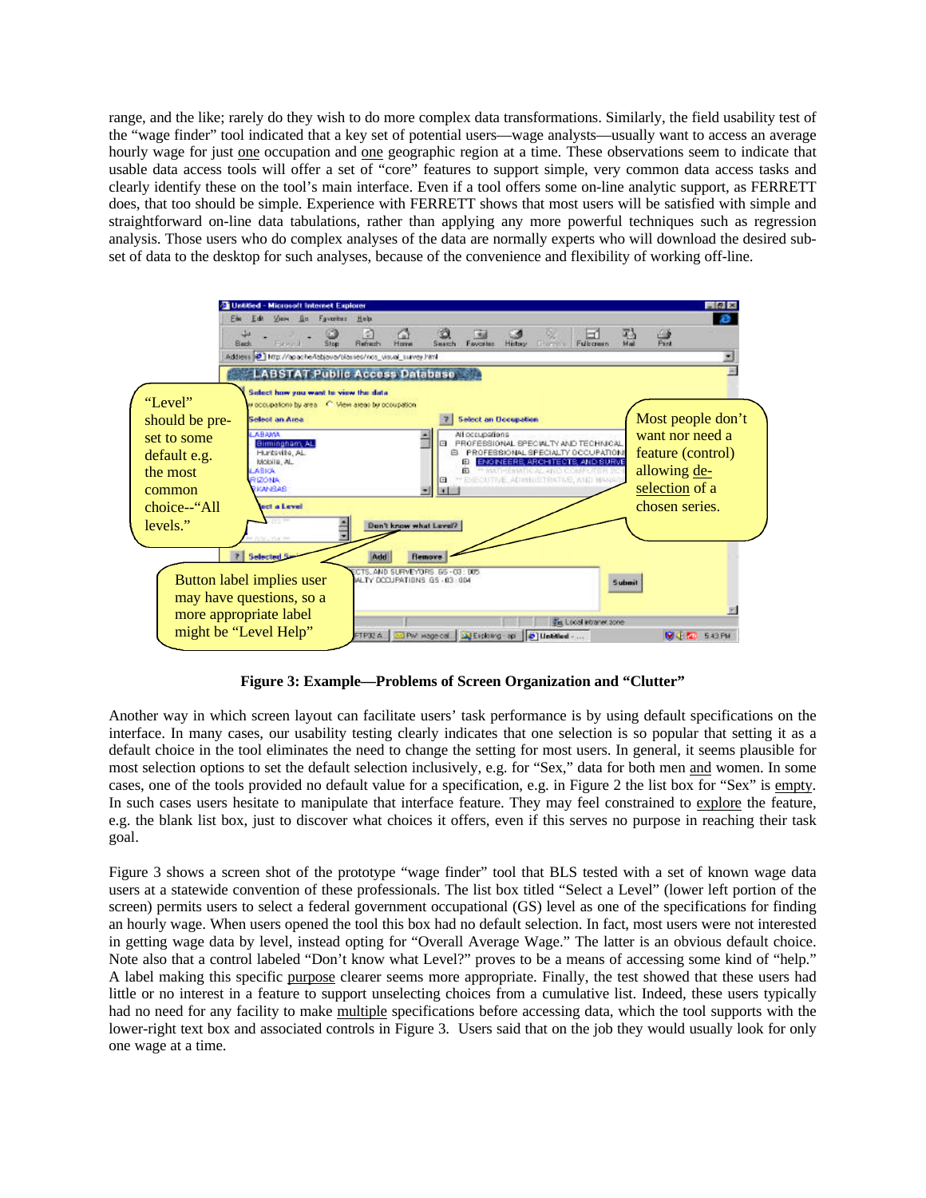range, and the like; rarely do they wish to do more complex data transformations. Similarly, the field usability test of the "wage finder" tool indicated that a key set of potential users—wage analysts—usually want to access an average hourly wage for just one occupation and one geographic region at a time. These observations seem to indicate that usable data access tools will offer a set of "core" features to support simple, very common data access tasks and clearly identify these on the tool's main interface. Even if a tool offers some on-line analytic support, as FERRETT does, that too should be simple. Experience with FERRETT shows that most users will be satisfied with simple and straightforward on-line data tabulations, rather than applying any more powerful techniques such as regression analysis. Those users who do complex analyses of the data are normally experts who will download the desired sub-set of data to the desktop for such analyses, because of the convenience and flexibility of working off-line.

"Level" should be pre-set to some default e.g. the most common choice--"All levels."

Most people don't want nor need a feature (control) allowing de-selection of a chosen series.

Button label implies user may have questions, so a more appropriate label might be "Level Help"

**Figure 3: Example—Problems of Screen Organization and "Clutter"**

Another way in which screen layout can facilitate users' task performance is by using default specifications on the interface. In many cases, our usability testing clearly indicates that one selection is so popular that setting it as a default choice in the tool eliminates the need to change the setting for most users. In general, it seems plausible for most selection options to set the default selection inclusively, e.g. for "Sex," data for both men and women. In some cases, one of the tools provided no default value for a specification, e.g. in Figure 2 the list box for "Sex" is empty. In such cases users hesitate to manipulate that interface feature. They may feel constrained to explore the feature, e.g. the blank list box, just to discover what choices it offers, even if this serves no purpose in reaching their task goal.

Figure 3 shows a screen shot of the prototype "wage finder" tool that BLS tested with a set of known wage data users at a statewide convention of these professionals. The list box titled "Select a Level" (lower left portion of the screen) permits users to select a federal government occupational (GS) level as one of the specifications for finding an hourly wage. When users opened the tool this box had no default selection. In fact, most users were not interested in getting wage data by level, instead opting for "Overall Average Wage." The latter is an obvious default choice. Note also that a control labeled "Don't know what Level?" proves to be a means of accessing some kind of "help." A label making this specific purpose clearer seems more appropriate. Finally, the test showed that these users had little or no interest in a feature to support unselecting choices from a cumulative list. Indeed, these users typically had no need for any facility to make multiple specifications before accessing data, which the tool supports with the lower-right text box and associated controls in Figure 3. Users said that on the job they would usually look for only one wage at a time.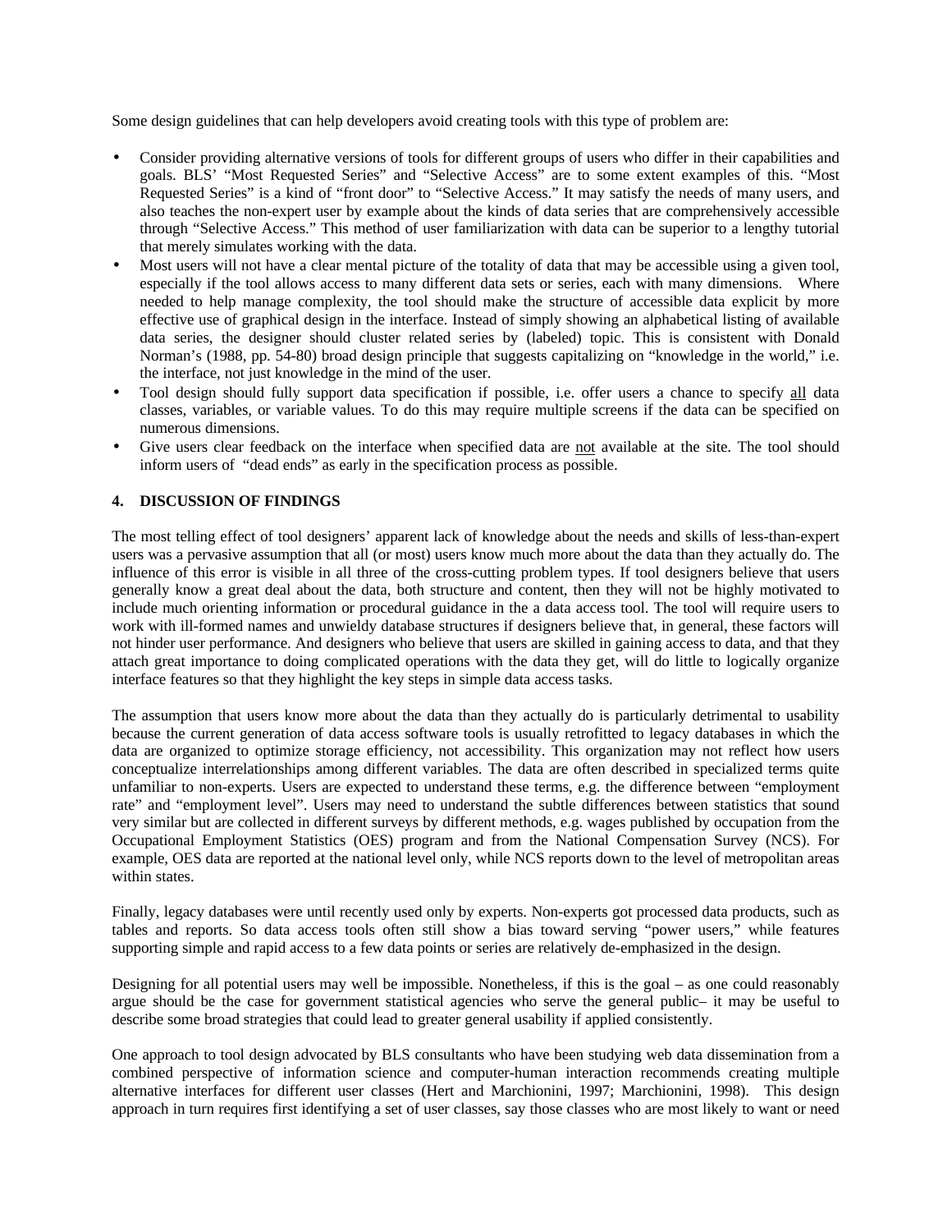Some design guidelines that can help developers avoid creating tools with this type of problem are:

- Consider providing alternative versions of tools for different groups of users who differ in their capabilities and goals. BLS' "Most Requested Series" and "Selective Access" are to some extent examples of this. "Most Requested Series" is a kind of "front door" to "Selective Access." It may satisfy the needs of many users, and also teaches the non-expert user by example about the kinds of data series that are comprehensively accessible through "Selective Access." This method of user familiarization with data can be superior to a lengthy tutorial that merely simulates working with the data.
- Most users will not have a clear mental picture of the totality of data that may be accessible using a given tool, especially if the tool allows access to many different data sets or series, each with many dimensions. Where needed to help manage complexity, the tool should make the structure of accessible data explicit by more effective use of graphical design in the interface. Instead of simply showing an alphabetical listing of available data series, the designer should cluster related series by (labeled) topic. This is consistent with Donald Norman's (1988, pp. 54-80) broad design principle that suggests capitalizing on "knowledge in the world," i.e. the interface, not just knowledge in the mind of the user.
- Tool design should fully support data specification if possible, i.e. offer users a chance to specify <u>all</u> data classes, variables, or variable values. To do this may require multiple screens if the data can be specified on numerous dimensions.
- Give users clear feedback on the interface when specified data are <u>not</u> available at the site. The tool should inform users of "dead ends" as early in the specification process as possible.

## 4. DISCUSSION OF FINDINGS

The most telling effect of tool designers' apparent lack of knowledge about the needs and skills of less-than-expert users was a pervasive assumption that all (or most) users know much more about the data than they actually do. The influence of this error is visible in all three of the cross-cutting problem types. If tool designers believe that users generally know a great deal about the data, both structure and content, then they will not be highly motivated to include much orienting information or procedural guidance in the a data access tool. The tool will require users to work with ill-formed names and unwieldy database structures if designers believe that, in general, these factors will not hinder user performance. And designers who believe that users are skilled in gaining access to data, and that they attach great importance to doing complicated operations with the data they get, will do little to logically organize interface features so that they highlight the key steps in simple data access tasks.

The assumption that users know more about the data than they actually do is particularly detrimental to usability because the current generation of data access software tools is usually retrofitted to legacy databases in which the data are organized to optimize storage efficiency, not accessibility. This organization may not reflect how users conceptualize interrelationships among different variables. The data are often described in specialized terms quite unfamiliar to non-experts. Users are expected to understand these terms, e.g. the difference between "employment rate" and "employment level". Users may need to understand the subtle differences between statistics that sound very similar but are collected in different surveys by different methods, e.g. wages published by occupation from the Occupational Employment Statistics (OES) program and from the National Compensation Survey (NCS). For example, OES data are reported at the national level only, while NCS reports down to the level of metropolitan areas within states.

Finally, legacy databases were until recently used only by experts. Non-experts got processed data products, such as tables and reports. So data access tools often still show a bias toward serving "power users," while features supporting simple and rapid access to a few data points or series are relatively de-emphasized in the design.

Designing for all potential users may well be impossible. Nonetheless, if this is the goal – as one could reasonably argue should be the case for government statistical agencies who serve the general public– it may be useful to describe some broad strategies that could lead to greater general usability if applied consistently.

One approach to tool design advocated by BLS consultants who have been studying web data dissemination from a combined perspective of information science and computer-human interaction recommends creating multiple alternative interfaces for different user classes (Hert and Marchionini, 1997; Marchionini, 1998). This design approach in turn requires first identifying a set of user classes, say those classes who are most likely to want or need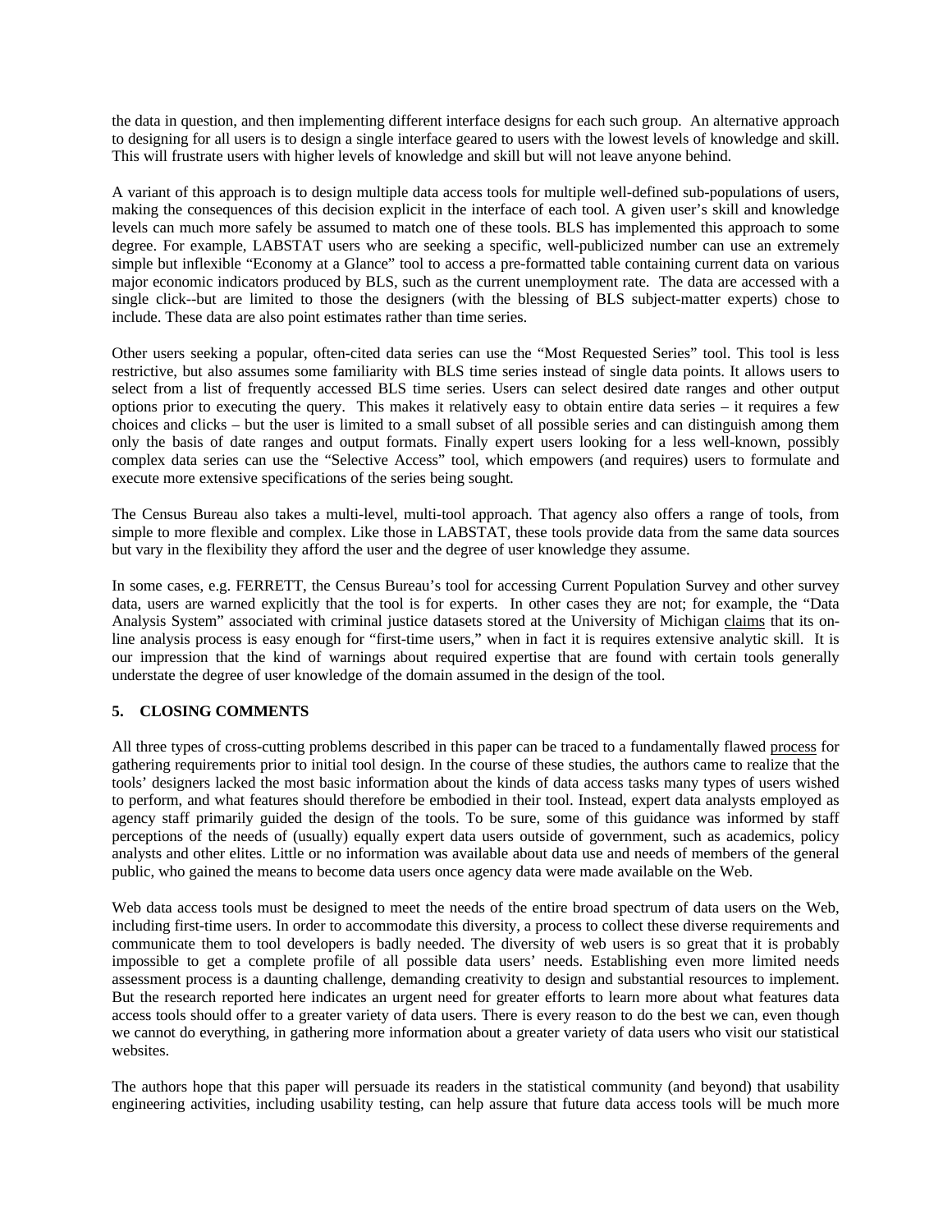the data in question, and then implementing different interface designs for each such group. An alternative approach to designing for all users is to design a single interface geared to users with the lowest levels of knowledge and skill. This will frustrate users with higher levels of knowledge and skill but will not leave anyone behind.

A variant of this approach is to design multiple data access tools for multiple well-defined sub-populations of users, making the consequences of this decision explicit in the interface of each tool. A given user's skill and knowledge levels can much more safely be assumed to match one of these tools. BLS has implemented this approach to some degree. For example, LABSTAT users who are seeking a specific, well-publicized number can use an extremely simple but inflexible "Economy at a Glance" tool to access a pre-formatted table containing current data on various major economic indicators produced by BLS, such as the current unemployment rate. The data are accessed with a single click--but are limited to those the designers (with the blessing of BLS subject-matter experts) chose to include. These data are also point estimates rather than time series.

Other users seeking a popular, often-cited data series can use the "Most Requested Series" tool. This tool is less restrictive, but also assumes some familiarity with BLS time series instead of single data points. It allows users to select from a list of frequently accessed BLS time series. Users can select desired date ranges and other output options prior to executing the query. This makes it relatively easy to obtain entire data series – it requires a few choices and clicks – but the user is limited to a small subset of all possible series and can distinguish among them only the basis of date ranges and output formats. Finally expert users looking for a less well-known, possibly complex data series can use the "Selective Access" tool, which empowers (and requires) users to formulate and execute more extensive specifications of the series being sought.

The Census Bureau also takes a multi-level, multi-tool approach. That agency also offers a range of tools, from simple to more flexible and complex. Like those in LABSTAT, these tools provide data from the same data sources but vary in the flexibility they afford the user and the degree of user knowledge they assume.

In some cases, e.g. FERRETT, the Census Bureau's tool for accessing Current Population Survey and other survey data, users are warned explicitly that the tool is for experts. In other cases they are not; for example, the "Data Analysis System" associated with criminal justice datasets stored at the University of Michigan <u>claims</u> that its on-line analysis process is easy enough for "first-time users," when in fact it is requires extensive analytic skill. It is our impression that the kind of warnings about required expertise that are found with certain tools generally understate the degree of user knowledge of the domain assumed in the design of the tool.

## 5. CLOSING COMMENTS

All three types of cross-cutting problems described in this paper can be traced to a fundamentally flawed <u>process</u> for gathering requirements prior to initial tool design. In the course of these studies, the authors came to realize that the tools' designers lacked the most basic information about the kinds of data access tasks many types of users wished to perform, and what features should therefore be embodied in their tool. Instead, expert data analysts employed as agency staff primarily guided the design of the tools. To be sure, some of this guidance was informed by staff perceptions of the needs of (usually) equally expert data users outside of government, such as academics, policy analysts and other elites. Little or no information was available about data use and needs of members of the general public, who gained the means to become data users once agency data were made available on the Web.

Web data access tools must be designed to meet the needs of the entire broad spectrum of data users on the Web, including first-time users. In order to accommodate this diversity, a process to collect these diverse requirements and communicate them to tool developers is badly needed. The diversity of web users is so great that it is probably impossible to get a complete profile of all possible data users' needs. Establishing even more limited needs assessment process is a daunting challenge, demanding creativity to design and substantial resources to implement. But the research reported here indicates an urgent need for greater efforts to learn more about what features data access tools should offer to a greater variety of data users. There is every reason to do the best we can, even though we cannot do everything, in gathering more information about a greater variety of data users who visit our statistical websites.

The authors hope that this paper will persuade its readers in the statistical community (and beyond) that usability engineering activities, including usability testing, can help assure that future data access tools will be much more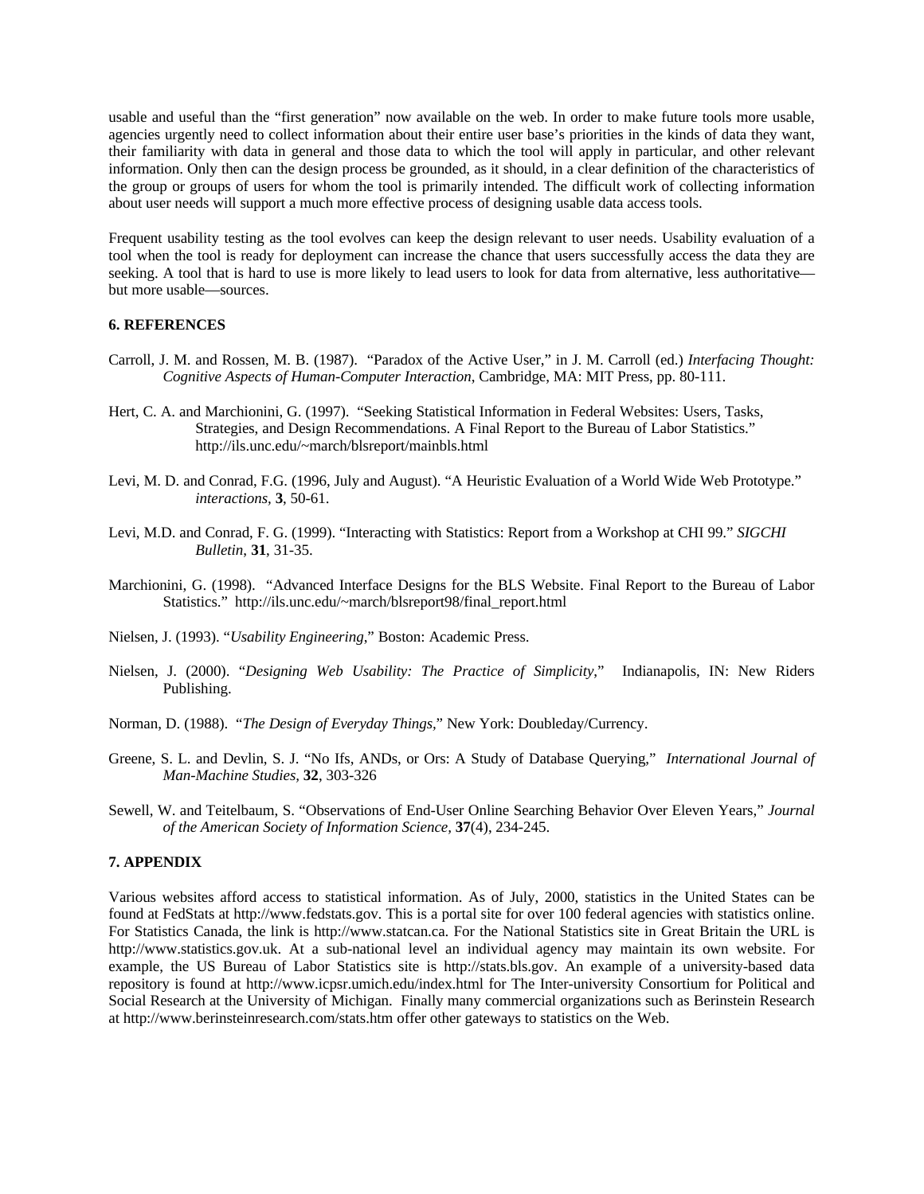usable and useful than the "first generation" now available on the web. In order to make future tools more usable, agencies urgently need to collect information about their entire user base's priorities in the kinds of data they want, their familiarity with data in general and those data to which the tool will apply in particular, and other relevant information. Only then can the design process be grounded, as it should, in a clear definition of the characteristics of the group or groups of users for whom the tool is primarily intended. The difficult work of collecting information about user needs will support a much more effective process of designing usable data access tools.

Frequent usability testing as the tool evolves can keep the design relevant to user needs. Usability evaluation of a tool when the tool is ready for deployment can increase the chance that users successfully access the data they are seeking. A tool that is hard to use is more likely to lead users to look for data from alternative, less authoritative—but more usable—sources.

### 6. REFERENCES

Carroll, J. M. and Rossen, M. B. (1987). "Paradox of the Active User," in J. M. Carroll (ed.) *Interfacing Thought: Cognitive Aspects of Human-Computer Interaction*, Cambridge, MA: MIT Press, pp. 80-111.

Hert, C. A. and Marchionini, G. (1997). "Seeking Statistical Information in Federal Websites: Users, Tasks, Strategies, and Design Recommendations. A Final Report to the Bureau of Labor Statistics." http://ils.unc.edu/~march/blsreport/mainbls.html

Levi, M. D. and Conrad, F.G. (1996, July and August). "A Heuristic Evaluation of a World Wide Web Prototype." *interactions,* **3**, 50-61.

Levi, M.D. and Conrad, F. G. (1999). "Interacting with Statistics: Report from a Workshop at CHI 99." *SIGCHI Bulletin*, **31**, 31-35.

Marchionini, G. (1998). "Advanced Interface Designs for the BLS Website. Final Report to the Bureau of Labor Statistics." http://ils.unc.edu/~march/blsreport98/final_report.html

Nielsen, J. (1993). "*Usability Engineering*," Boston: Academic Press.

Nielsen, J. (2000). "*Designing Web Usability: The Practice of Simplicity*," Indianapolis, IN: New Riders Publishing.

Norman, D. (1988). "*The Design of Everyday Things,*" New York: Doubleday/Currency.

Greene, S. L. and Devlin, S. J. "No Ifs, ANDs, or Ors: A Study of Database Querying," *International Journal of Man-Machine Studies,* **32**, 303-326

Sewell, W. and Teitelbaum, S. "Observations of End-User Online Searching Behavior Over Eleven Years," *Journal of the American Society of Information Science,* **37**(4), 234-245.

### 7. APPENDIX

Various websites afford access to statistical information. As of July, 2000, statistics in the United States can be found at FedStats at http://www.fedstats.gov. This is a portal site for over 100 federal agencies with statistics online. For Statistics Canada, the link is http://www.statcan.ca. For the National Statistics site in Great Britain the URL is http://www.statistics.gov.uk. At a sub-national level an individual agency may maintain its own website. For example, the US Bureau of Labor Statistics site is http://stats.bls.gov. An example of a university-based data repository is found at http://www.icpsr.umich.edu/index.html for The Inter-university Consortium for Political and Social Research at the University of Michigan. Finally many commercial organizations such as Berinstein Research at http://www.berinsteinresearch.com/stats.htm offer other gateways to statistics on the Web.